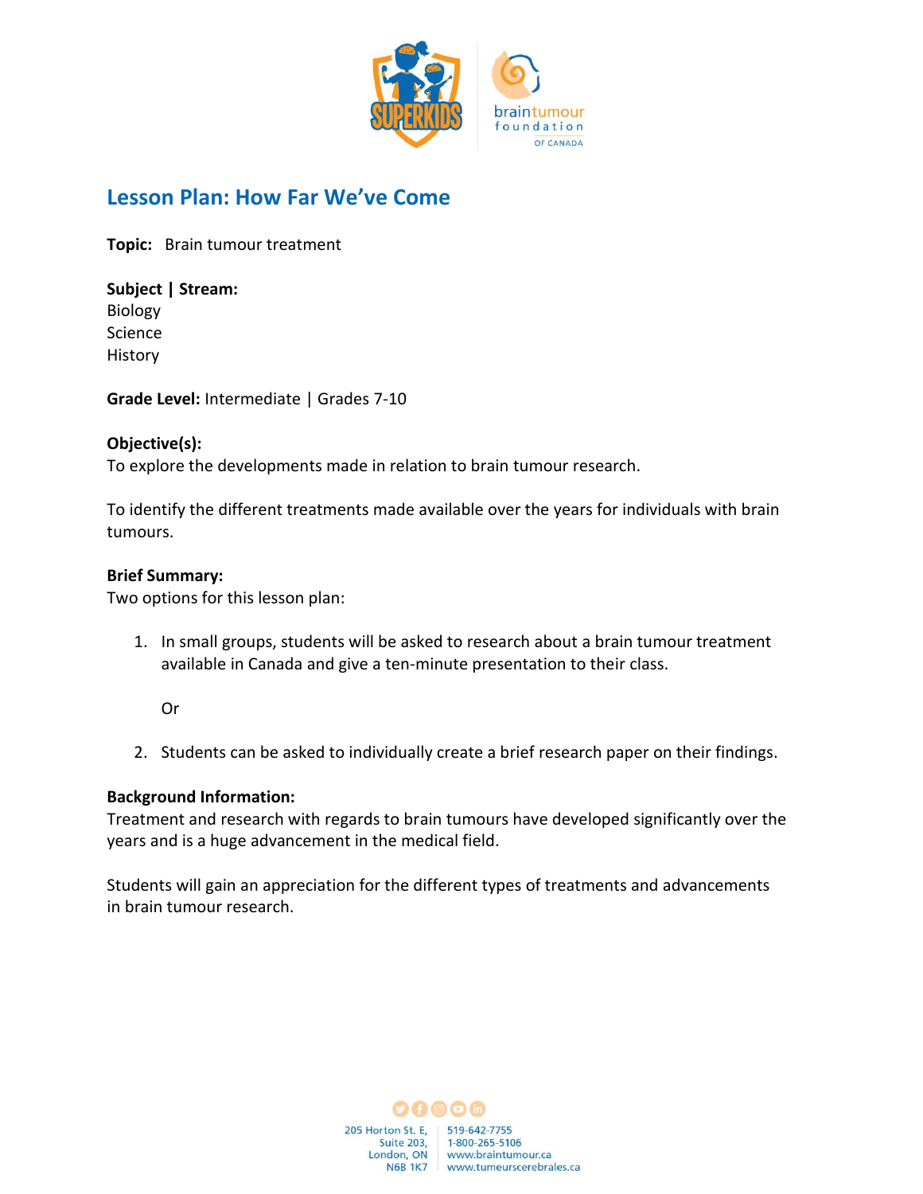# Lesson Plan: How Far We've Come

**Topic:** Brain tumour treatment

**Subject | Stream:**
Biology
Science
History

**Grade Level:** Intermediate | Grades 7-10

**Objective(s):**
To explore the developments made in relation to brain tumour research.

To identify the different treatments made available over the years for individuals with brain tumours.

**Brief Summary:**
Two options for this lesson plan:

1. In small groups, students will be asked to research about a brain tumour treatment available in Canada and give a ten-minute presentation to their class.

   Or

2. Students can be asked to individually create a brief research paper on their findings.

**Background Information:**
Treatment and research with regards to brain tumours have developed significantly over the years and is a huge advancement in the medical field.

Students will gain an appreciation for the different types of treatments and advancements in brain tumour research.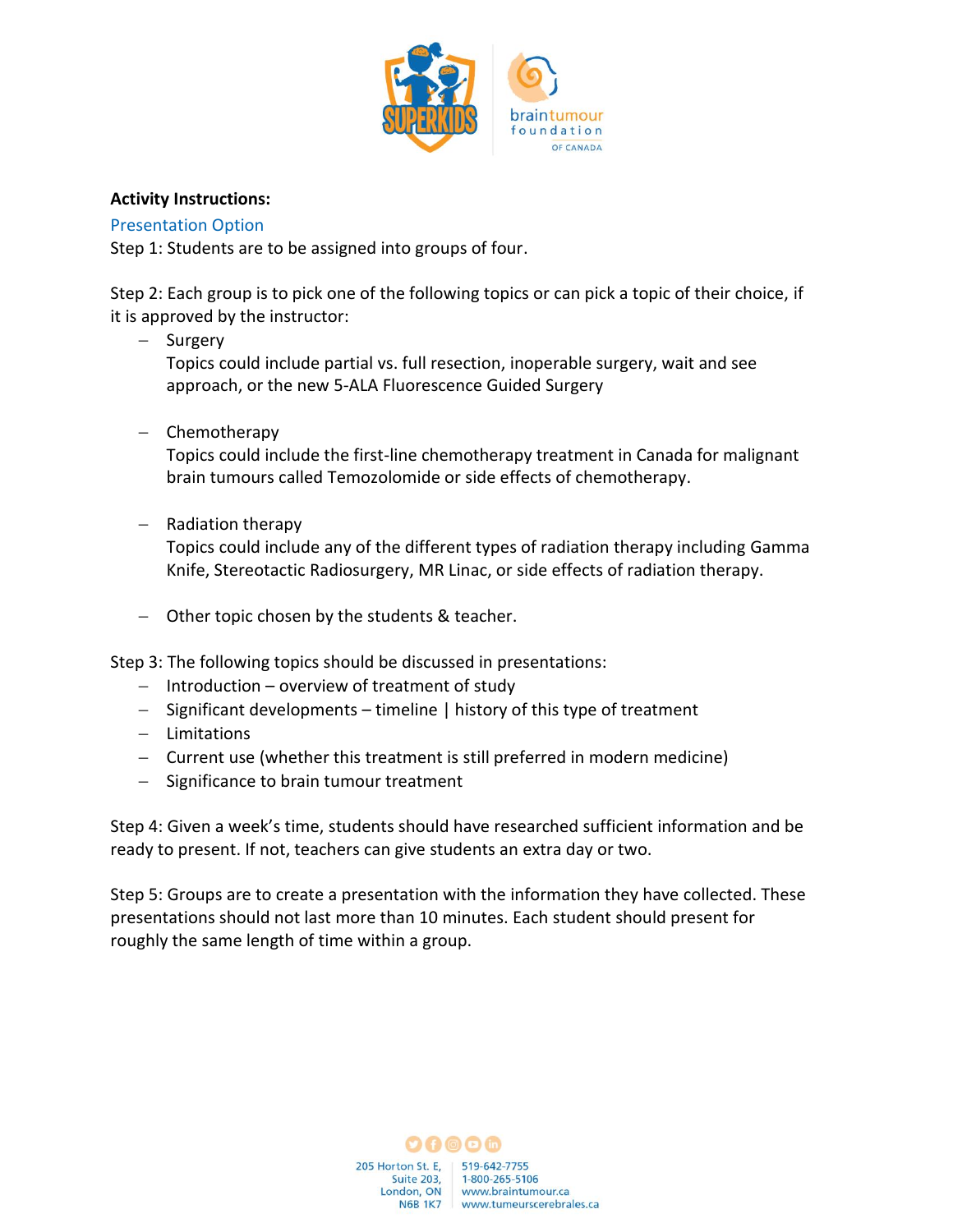**Activity Instructions:**

## Presentation Option

Step 1: Students are to be assigned into groups of four.

Step 2: Each group is to pick one of the following topics or can pick a topic of their choice, if it is approved by the instructor:

- Surgery
  Topics could include partial vs. full resection, inoperable surgery, wait and see approach, or the new 5-ALA Fluorescence Guided Surgery

- Chemotherapy
  Topics could include the first-line chemotherapy treatment in Canada for malignant brain tumours called Temozolomide or side effects of chemotherapy.

- Radiation therapy
  Topics could include any of the different types of radiation therapy including Gamma Knife, Stereotactic Radiosurgery, MR Linac, or side effects of radiation therapy.

- Other topic chosen by the students & teacher.

Step 3: The following topics should be discussed in presentations:

- Introduction – overview of treatment of study
- Significant developments – timeline | history of this type of treatment
- Limitations
- Current use (whether this treatment is still preferred in modern medicine)
- Significance to brain tumour treatment

Step 4: Given a week's time, students should have researched sufficient information and be ready to present. If not, teachers can give students an extra day or two.

Step 5: Groups are to create a presentation with the information they have collected. These presentations should not last more than 10 minutes. Each student should present for roughly the same length of time within a group.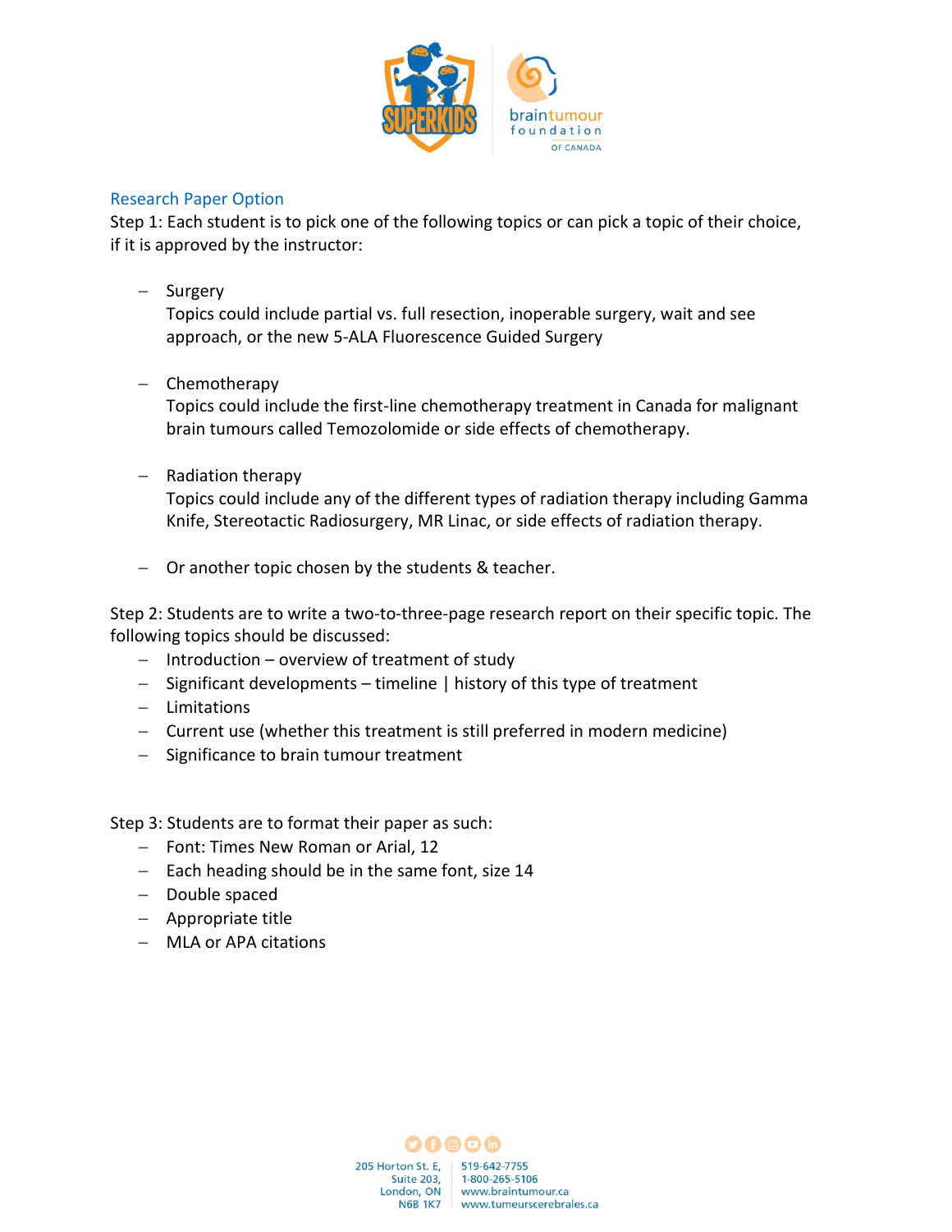## Research Paper Option

Step 1: Each student is to pick one of the following topics or can pick a topic of their choice, if it is approved by the instructor:

- Surgery
  Topics could include partial vs. full resection, inoperable surgery, wait and see approach, or the new 5-ALA Fluorescence Guided Surgery

- Chemotherapy
  Topics could include the first-line chemotherapy treatment in Canada for malignant brain tumours called Temozolomide or side effects of chemotherapy.

- Radiation therapy
  Topics could include any of the different types of radiation therapy including Gamma Knife, Stereotactic Radiosurgery, MR Linac, or side effects of radiation therapy.

- Or another topic chosen by the students & teacher.

Step 2: Students are to write a two-to-three-page research report on their specific topic. The following topics should be discussed:

- Introduction – overview of treatment of study
- Significant developments – timeline | history of this type of treatment
- Limitations
- Current use (whether this treatment is still preferred in modern medicine)
- Significance to brain tumour treatment

Step 3: Students are to format their paper as such:

- Font: Times New Roman or Arial, 12
- Each heading should be in the same font, size 14
- Double spaced
- Appropriate title
- MLA or APA citations